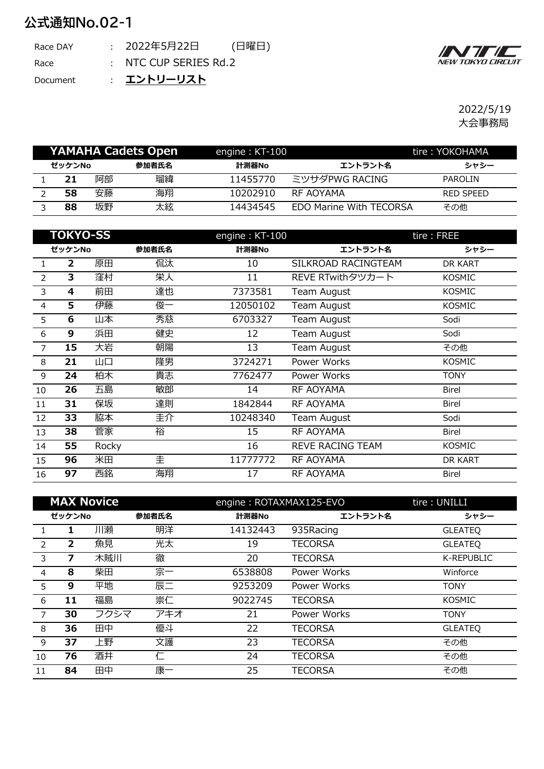# 公式通知No.02-1

Race DAY : 2022年5月22日 (日曜日)

Race : NTC CUP SERIES Rd.2

Document : **エントリーリスト**

NTC NEW TOKYO CIRCUIT

2022/5/19
大会事務局

| | YAMAHA Cadets Open | | | engine : KT-100 | | tire : YOKOHAMA |
|---|---|---|---|---|---|---|
| | ゼッケンNo | 参加者氏名 | | 計測器No | エントラント名 | シャシー |
| 1 | **21** | 阿部 | 瑠緯 | 11455770 | ミツサダPWG RACING | PAROLIN |
| 2 | **58** | 安藤 | 海翔 | 10202910 | RF AOYAMA | RED SPEED |
| 3 | **88** | 坂野 | 太絃 | 14434545 | EDO Marine With TECORSA | その他 |

| | TOKYO-SS | | | engine : KT-100 | | tire : FREE |
|---|---|---|---|---|---|---|
| | ゼッケンNo | 参加者氏名 | | 計測器No | エントラント名 | シャシー |
| 1 | **2** | 原田 | 侃汰 | 10 | SILKROAD RACINGTEAM | DR KART |
| 2 | **3** | 窪村 | 栄人 | 11 | REVE RTwithタツカート | KOSMIC |
| 3 | **4** | 前田 | 達也 | 7373581 | Team August | KOSMIC |
| 4 | **5** | 伊藤 | 俊一 | 12050102 | Team August | KOSMIC |
| 5 | **6** | 山本 | 秀慈 | 6703327 | Team August | Sodi |
| 6 | **9** | 浜田 | 健史 | 12 | Team August | Sodi |
| 7 | **15** | 大岩 | 朝陽 | 13 | Team August | その他 |
| 8 | **21** | 山口 | 隆男 | 3724271 | Power Works | KOSMIC |
| 9 | **24** | 柏木 | 貴志 | 7762477 | Power Works | TONY |
| 10 | **26** | 五島 | 敏郎 | 14 | RF AOYAMA | Birel |
| 11 | **31** | 保坂 | 達則 | 1842844 | RF AOYAMA | Birel |
| 12 | **33** | 脇本 | 圭介 | 10248340 | Team August | Sodi |
| 13 | **38** | 菅家 | 裕 | 15 | RF AOYAMA | Birel |
| 14 | **55** | Rocky | | 16 | REVE RACING TEAM | KOSMIC |
| 15 | **96** | 米田 | 圭 | 11777772 | RF AOYAMA | DR KART |
| 16 | **97** | 西銘 | 海翔 | 17 | RF AOYAMA | Birel |

| | MAX Novice | | | engine : ROTAXMAX125-EVO | | tire : UNILLI |
|---|---|---|---|---|---|---|
| | ゼッケンNo | 参加者氏名 | | 計測器No | エントラント名 | シャシー |
| 1 | **1** | 川瀬 | 明洋 | 14132443 | 935Racing | GLEATEQ |
| 2 | **2** | 魚見 | 光太 | 19 | TECORSA | GLEATEQ |
| 3 | **7** | 木賊川 | 徹 | 20 | TECORSA | K-REPUBLIC |
| 4 | **8** | 柴田 | 宗一 | 6538808 | Power Works | Winforce |
| 5 | **9** | 平地 | 辰二 | 9253209 | Power Works | TONY |
| 6 | **11** | 福島 | 崇仁 | 9022745 | TECORSA | KOSMIC |
| 7 | **30** | フクシマ | アキオ | 21 | Power Works | TONY |
| 8 | **36** | 田中 | 優斗 | 22 | TECORSA | GLEATEQ |
| 9 | **37** | 上野 | 文護 | 23 | TECORSA | その他 |
| 10 | **76** | 酒井 | 仁 | 24 | TECORSA | その他 |
| 11 | **84** | 田中 | 康一 | 25 | TECORSA | その他 |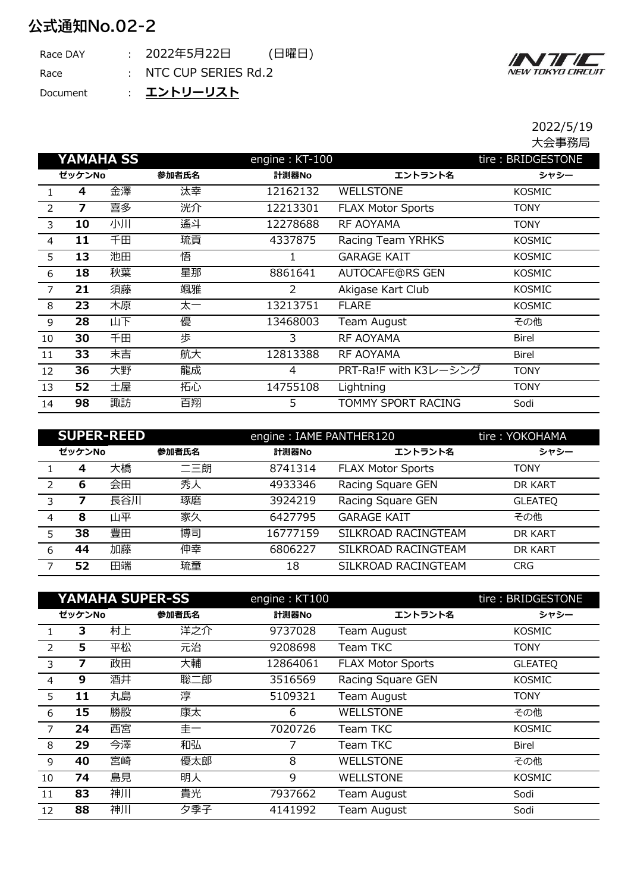# 公式通知No.02-2

Race DAY : 2022年5月22日 (日曜日)

Race : NTC CUP SERIES Rd.2

Document : **エントリーリスト**

NEW TOKYO CIRCUIT

2022/5/19

大会事務局

## YAMAHA SS

engine : KT-100 tire : BRIDGESTONE

| | ゼッケンNo | 参加者氏名 | | 計測器No | エントラント名 | シャシー |
|---|---|---|---|---|---|---|
| 1 | 4 | 金澤 | 汰幸 | 12162132 | WELLSTONE | KOSMIC |
| 2 | 7 | 喜多 | 洸介 | 12213301 | FLAX Motor Sports | TONY |
| 3 | 10 | 小川 | 遙斗 | 12278688 | RF AOYAMA | TONY |
| 4 | 11 | 千田 | 琉貢 | 4337875 | Racing Team YRHKS | KOSMIC |
| 5 | 13 | 池田 | 悟 | 1 | GARAGE KAIT | KOSMIC |
| 6 | 18 | 秋葉 | 星那 | 8861641 | AUTOCAFE@RS GEN | KOSMIC |
| 7 | 21 | 須藤 | 颯雅 | 2 | Akigase Kart Club | KOSMIC |
| 8 | 23 | 木原 | 太一 | 13213751 | FLARE | KOSMIC |
| 9 | 28 | 山下 | 優 | 13468003 | Team August | その他 |
| 10 | 30 | 千田 | 歩 | 3 | RF AOYAMA | Birel |
| 11 | 33 | 末吉 | 航大 | 12813388 | RF AOYAMA | Birel |
| 12 | 36 | 大野 | 龍成 | 4 | PRT-Ra!F with K3レーシング | TONY |
| 13 | 52 | 土屋 | 拓心 | 14755108 | Lightning | TONY |
| 14 | 98 | 諏訪 | 百翔 | 5 | TOMMY SPORT RACING | Sodi |

## SUPER-REED

engine : IAME PANTHER120 tire : YOKOHAMA

| | ゼッケンNo | 参加者氏名 | | 計測器No | エントラント名 | シャシー |
|---|---|---|---|---|---|---|
| 1 | 4 | 大橋 | 二三朗 | 8741314 | FLAX Motor Sports | TONY |
| 2 | 6 | 会田 | 秀人 | 4933346 | Racing Square GEN | DR KART |
| 3 | 7 | 長谷川 | 琢磨 | 3924219 | Racing Square GEN | GLEATEQ |
| 4 | 8 | 山平 | 家久 | 6427795 | GARAGE KAIT | その他 |
| 5 | 38 | 豊田 | 博司 | 16777159 | SILKROAD RACINGTEAM | DR KART |
| 6 | 44 | 加藤 | 伸幸 | 6806227 | SILKROAD RACINGTEAM | DR KART |
| 7 | 52 | 田端 | 琉童 | 18 | SILKROAD RACINGTEAM | CRG |

## YAMAHA SUPER-SS

engine : KT100 tire : BRIDGESTONE

| | ゼッケンNo | 参加者氏名 | | 計測器No | エントラント名 | シャシー |
|---|---|---|---|---|---|---|
| 1 | 3 | 村上 | 洋之介 | 9737028 | Team August | KOSMIC |
| 2 | 5 | 平松 | 元治 | 9208698 | Team TKC | TONY |
| 3 | 7 | 政田 | 大輔 | 12864061 | FLAX Motor Sports | GLEATEQ |
| 4 | 9 | 酒井 | 聡二郎 | 3516569 | Racing Square GEN | KOSMIC |
| 5 | 11 | 丸島 | 淳 | 5109321 | Team August | TONY |
| 6 | 15 | 勝股 | 康太 | 6 | WELLSTONE | その他 |
| 7 | 24 | 西宮 | 圭一 | 7020726 | Team TKC | KOSMIC |
| 8 | 29 | 今澤 | 和弘 | 7 | Team TKC | Birel |
| 9 | 40 | 宮崎 | 優太郎 | 8 | WELLSTONE | その他 |
| 10 | 74 | 島見 | 明人 | 9 | WELLSTONE | KOSMIC |
| 11 | 83 | 神川 | 貴光 | 7937662 | Team August | Sodi |
| 12 | 88 | 神川 | 夕季子 | 4141992 | Team August | Sodi |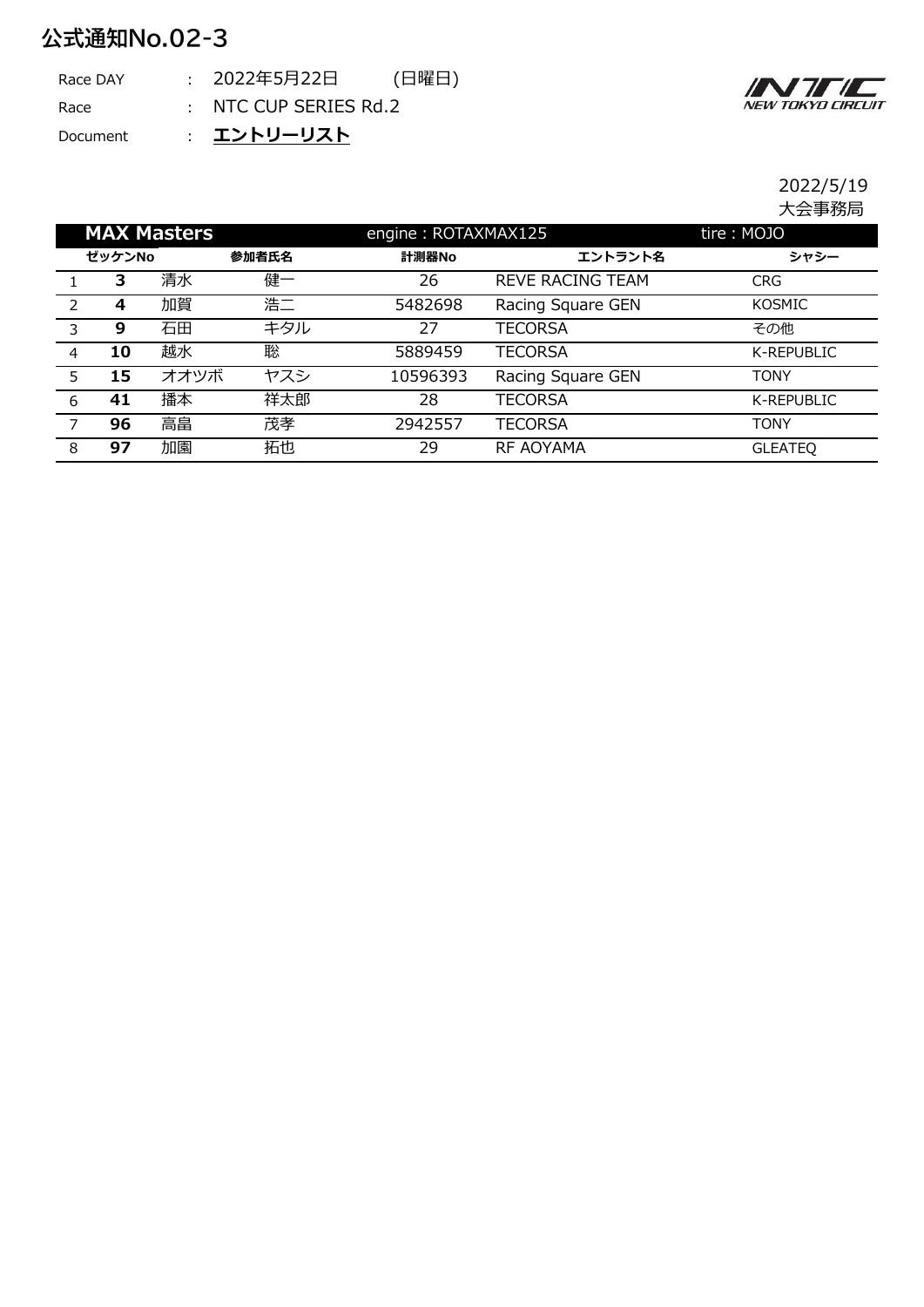# 公式通知No.02-3

Race DAY : 2022年5月22日 (日曜日)

Race : NTC CUP SERIES Rd.2

Document : **エントリーリスト**

NEW TOKYO CIRCUIT

2022/5/19
大会事務局

| MAX Masters | | | | engine：ROTAXMAX125 | | tire：MOJO |
|---|---|---|---|---|---|---|
| | ゼッケンNo | 参加者氏名 | | 計測器No | エントラント名 | シャシー |
| 1 | 3 | 清水 | 健一 | 26 | REVE RACING TEAM | CRG |
| 2 | 4 | 加賀 | 浩二 | 5482698 | Racing Square GEN | KOSMIC |
| 3 | 9 | 石田 | キタル | 27 | TECORSA | その他 |
| 4 | 10 | 越水 | 聡 | 5889459 | TECORSA | K-REPUBLIC |
| 5 | 15 | オオツボ | ヤスシ | 10596393 | Racing Square GEN | TONY |
| 6 | 41 | 播本 | 祥太郎 | 28 | TECORSA | K-REPUBLIC |
| 7 | 96 | 高畠 | 茂孝 | 2942557 | TECORSA | TONY |
| 8 | 97 | 加園 | 拓也 | 29 | RF AOYAMA | GLEATEQ |